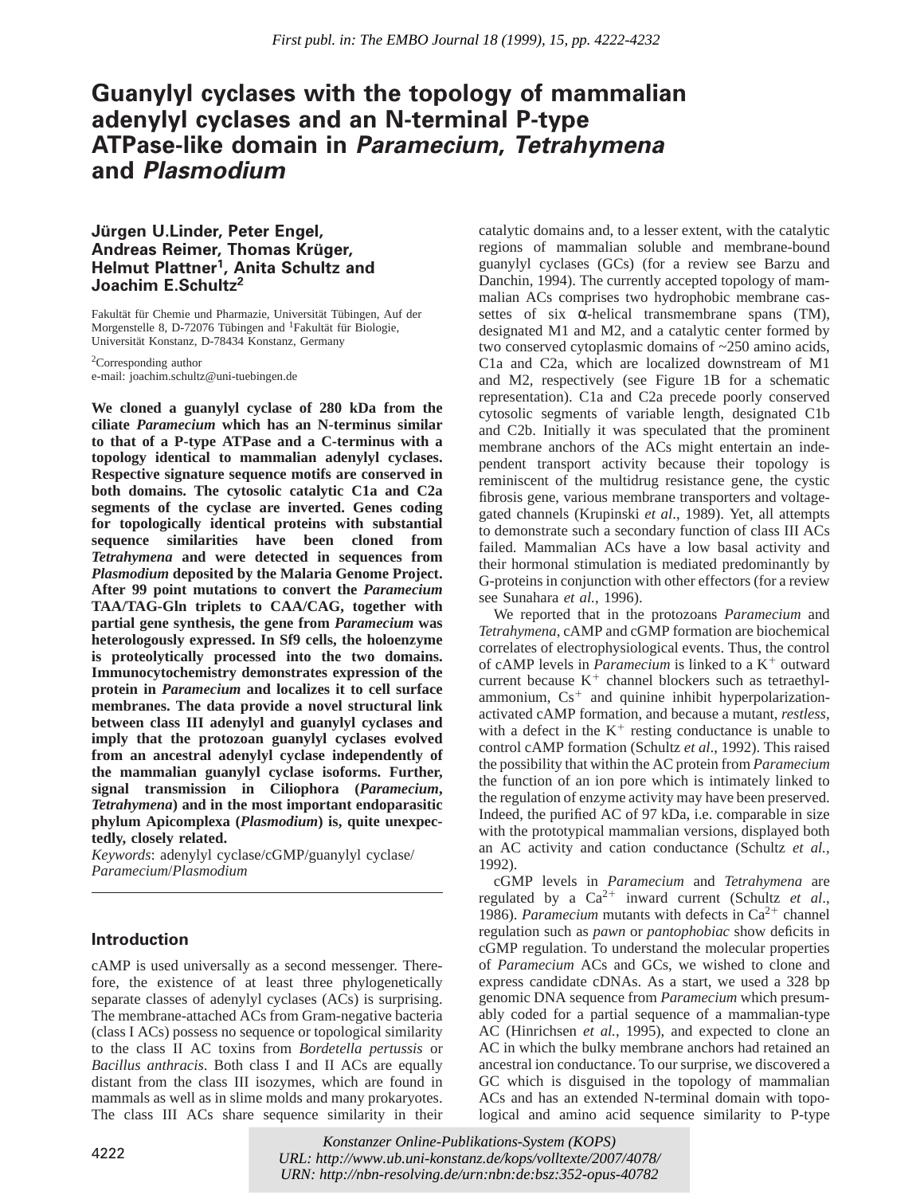First publ. in: The EMBO Journal 18 (1999), 15, pp. 4222-4232

# Guanylyl cyclases with the topology of mammalian adenylyl cyclases and an N-terminal P-type ATPase-like domain in *Paramecium, Tetrahymena* and *Plasmodium*

**Jürgen U.Linder, Peter Engel, Andreas Reimer, Thomas Krüger, Helmut Plattner[1], Anita Schultz and Joachim E.Schultz[2]**

Fakultät für Chemie und Pharmazie, Universität Tübingen, Auf der Morgenstelle 8, D-72076 Tübingen and [1]Fakultät für Biologie, Universität Konstanz, D-78434 Konstanz, Germany

[2]Corresponding author
e-mail: joachim.schultz@uni-tuebingen.de

**We cloned a guanylyl cyclase of 280 kDa from the ciliate *Paramecium* which has an N-terminus similar to that of a P-type ATPase and a C-terminus with a topology identical to mammalian adenylyl cyclases. Respective signature sequence motifs are conserved in both domains. The cytosolic catalytic C1a and C2a segments of the cyclase are inverted. Genes coding for topologically identical proteins with substantial sequence similarities have been cloned from *Tetrahymena* and were detected in sequences from *Plasmodium* deposited by the Malaria Genome Project. After 99 point mutations to convert the *Paramecium* TAA/TAG-Gln triplets to CAA/CAG, together with partial gene synthesis, the gene from *Paramecium* was heterologously expressed. In Sf9 cells, the holoenzyme is proteolytically processed into the two domains. Immunocytochemistry demonstrates expression of the protein in *Paramecium* and localizes it to cell surface membranes. The data provide a novel structural link between class III adenylyl and guanylyl cyclases and imply that the protozoan guanylyl cyclases evolved from an ancestral adenylyl cyclase independently of the mammalian guanylyl cyclase isoforms. Further, signal transmission in Ciliophora (*Paramecium*, *Tetrahymena*) and in the most important endoparasitic phylum Apicomplexa (*Plasmodium*) is, quite unexpectedly, closely related.**

*Keywords*: adenylyl cyclase/cGMP/guanylyl cyclase/*Paramecium*/*Plasmodium*

## Introduction

cAMP is used universally as a second messenger. Therefore, the existence of at least three phylogenetically separate classes of adenylyl cyclases (ACs) is surprising. The membrane-attached ACs from Gram-negative bacteria (class I ACs) possess no sequence or topological similarity to the class II AC toxins from *Bordetella pertussis* or *Bacillus anthracis*. Both class I and II ACs are equally distant from the class III isozymes, which are found in mammals as well as in slime molds and many prokaryotes. The class III ACs share sequence similarity in their catalytic domains and, to a lesser extent, with the catalytic regions of mammalian soluble and membrane-bound guanylyl cyclases (GCs) (for a review see Barzu and Danchin, 1994). The currently accepted topology of mammalian ACs comprises two hydrophobic membrane cassettes of six α-helical transmembrane spans (TM), designated M1 and M2, and a catalytic center formed by two conserved cytoplasmic domains of ~250 amino acids, C1a and C2a, which are localized downstream of M1 and M2, respectively (see Figure 1B for a schematic representation). C1a and C2a precede poorly conserved cytosolic segments of variable length, designated C1b and C2b. Initially it was speculated that the prominent membrane anchors of the ACs might entertain an independent transport activity because their topology is reminiscent of the multidrug resistance gene, the cystic fibrosis gene, various membrane transporters and voltage-gated channels (Krupinski *et al*., 1989). Yet, all attempts to demonstrate such a secondary function of class III ACs failed. Mammalian ACs have a low basal activity and their hormonal stimulation is mediated predominantly by G-proteins in conjunction with other effectors (for a review see Sunahara *et al.*, 1996).

We reported that in the protozoans *Paramecium* and *Tetrahymena*, cAMP and cGMP formation are biochemical correlates of electrophysiological events. Thus, the control of cAMP levels in *Paramecium* is linked to a $K^+$ outward current because $K^+$ channel blockers such as tetraethylammonium, $Cs^+$ and quinine inhibit hyperpolarization-activated cAMP formation, and because a mutant, *restless*, with a defect in the $K^+$ resting conductance is unable to control cAMP formation (Schultz *et al*., 1992). This raised the possibility that within the AC protein from *Paramecium* the function of an ion pore which is intimately linked to the regulation of enzyme activity may have been preserved. Indeed, the purified AC of 97 kDa, i.e. comparable in size with the prototypical mammalian versions, displayed both an AC activity and cation conductance (Schultz *et al.*, 1992).

cGMP levels in *Paramecium* and *Tetrahymena* are regulated by a $Ca^{2+}$ inward current (Schultz *et al*., 1986). *Paramecium* mutants with defects in $Ca^{2+}$ channel regulation such as *pawn* or *pantophobiac* show deficits in cGMP regulation. To understand the molecular properties of *Paramecium* ACs and GCs, we wished to clone and express candidate cDNAs. As a start, we used a 328 bp genomic DNA sequence from *Paramecium* which presumably coded for a partial sequence of a mammalian-type AC (Hinrichsen *et al.*, 1995), and expected to clone an AC in which the bulky membrane anchors had retained an ancestral ion conductance. To our surprise, we discovered a GC which is disguised in the topology of mammalian ACs and has an extended N-terminal domain with topological and amino acid sequence similarity to P-type

Konstanzer Online-Publikations-System (KOPS)
URL: http://www.ub.uni-konstanz.de/kops/volltexte/2007/4078/
URN: http://nbn-resolving.de/urn:nbn:de:bsz:352-opus-40782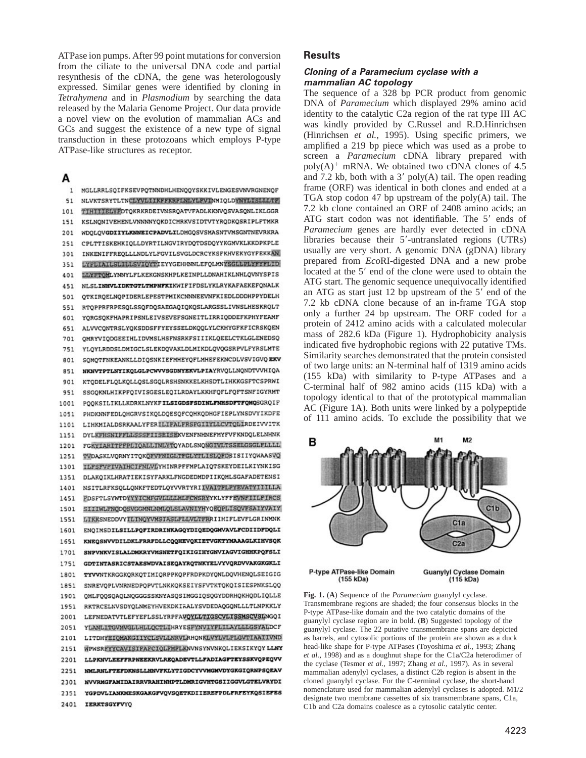ATPase ion pumps. After 99 point mutations for conversion from the ciliate to the universal DNA code and partial resynthesis of the cDNA, the gene was heterologously expressed. Similar genes were identified by cloning in *Tetrahymena* and in *Plasmodium* by searching the data released by the Malaria Genome Project. Our data provide a novel view on the evolution of mammalian ACs and GCs and suggest the existence of a new type of signal transduction in these protozoans which employs P-type ATPase-like structures as receptor.

**A**

```
1    MGLLRRLSQIFKSEVPQTNNDHLHENQQYSKKIVLENGESVNVRGNENQF
51   NLVKTSRYTLTNCLYVLIIKFFKRFLNLYLFVINMIQLDYNYLISLLLTF
101  TIHIIIELYFDTQKRKRDEIVNSRQATVFADLKKNVQSVASQNLIKLGGR
151  KSLNQNIVEHENLVNNNNYQKDICMRKVSIDTVTYRQDKQSRIPLFTMKR
201  WDQLQVGDIIYLKNNEICPADVLILDMGQSVSMASNTVMSGNTNEVRKRA
251  CPLTTISKEHKIQLLDYRTILNGVIRYDQTDSDQYYKGMVKLKKDPKPLE
301  INKENIFFREQLLNDLYLFGVILSVGLDCRCYKSFKHVEKYGYFEKKAN
351  LYFLIAILSLILLSVIQYTIEYYGEHHNNLEFQLMNYSGLLPLYFYFLID
401  LLYFTQMLYNNYLFLKEKGNSKHPLKEINPLLDNAHIKLNHLQVNYSPIS
451  NLSLINHVLIDKTGTLTMPNFKIKWIFIFDSLYKLRYKAFAEKEFQNALK
501  QTKIRQELNQPIDERLEPESTPMIKCNNNEEVNFKIEDLDDDHPPYDELH
551  RTQPPRFRPESQLSSQFDQSAEGAQIQKQSLARGSSLIVNSLHESKRQLT
601  YQRGSQKFHAPRIPSNLEIVSEVEFSGNEITLIRRIQDDEFKPHYFEAMF
651  ALVVCQNTRSLYQKSDDSFFYEYSSELDKQQLYLCKHYGFKFICRSKQEN
701  QMRYVIQDGEEIHLIDVMSLHSFNSRKFSIIIKLQEELCTKLGLENEDSQ
751  YLQYLRDDSLDMIGCLSLEKDQVAKLDLMIKDLQVQGSRPVLFYRSLMTE
801  SQMQTFNKEANKLLDIQSNKIEFMHEYQFLMHEFEKNCDLVSVIGVQ EKV
851  NKNVTPTLNYIKQLGLPCWVVSGDNYEKVLPIAYRVQLLNQNDTVVHIQA
901  KTQDELFLQLKQLLQSLSGQLRSHSNKKELKHSDTLIHKKGSFTCSPRWI
951  SSGQKNLHIKPFQIVISGESLEQILRDAYLKKHFQFLFQFTSNFIGYRMT
1001 PQQKSILIKLLKDRKLNYKFILSIGDSFSDINLFNHSDFTFQMQSGRQIF
1051 PHDKNNFEDLQHGRVSIKQLDQESQFCQHKQDHGFIEPLYNSDVYIKDFE
1101 LIHKMIALDSRKAALYFERILIFALFRSFGIIYLLCVTQLIRDEIVVITK
1151 DYLKFHSNIFFLLSSSFIISEISEKVENFNHNEFMYFVFKNDQLELNHNK
1201 FGKYIARITFFPLIQALLINLYTQYADLSNQNGIVLTSSELGSGLFLLLL
1251 TVDASKLVQRNYITQKQFVFNIGLTFGLYTLISLQFDSISIIYQWAASVQ
1301 ILFSFVFIVAIHCIFNLVLYHINRPFFMPLAIQTSKEYDEILKIYNKISG
1351 DLAKQIKLHRATIEKISYFARKLFNGDEDMDPIIKQMLSGAFADETENSI
1401 NSITLRFKSQLLQNKFTEDTLQYVVRTYRIIVAITFLFYEVATYIIILLA
1451 FDSFTLSYWTDYYYICMFGVLLLLMLFCWSRYYKLYFFEVNFIILFIRCS
1501 SIIIWLFNQDQSVGGMNLNMLQLSLAVNIYHYQEQPLISQVFSAIYVAIY
1551 LIKKSNEDDVYILINQYVMSIASLFLLVLTFRRIIHIFLEVFLGRINMNK
1601 ENQIMSDILSILLPQFIRDRINKAGQYDIQEDQGMVAVLFCDIIDFDQLI
1651 KNEQSNVVDILDKLFRRFDLLCQQHEVQKIETVGKTYMAAAGLKIHVSQK
1701 SNPVNKVISLALDMKRYVMSNETFQIKIGIHYGNVIAGVIGHHKPQFSLI
1751 GDTINTASRICSTAESWDVAISEQAYRQTNKYELVYVQRDVVAKGKGKLI
1801 TYVVNTKRGGKQRKQTIMIQRPPKQPFRDPKDYQNLDQVHENQLSEIGIG
1851 SNREVQPLVNRNEDPQPVTLNKKQKSEIYSFVTKTQKQISIESPNKSLQQ
1901 QMLFQQSQAQLNQGGGSSKNYASQSIMGGIQSQGYDDRHQKHQDLIQLLE
1951 RKTRCELNVSDYQLNMEYHVEKDKIRALYSVDEDAQGQNLLLTLNPKKLY
2001 LEFNEDATVTLEFYEFLSSLYRPFAVQYLLTIGSCVLISSMSCVSLNGQI
2051 YLANLITGVMVGLLHLLQCTLIHRYESFYNVIYFLILAYLLLGSYALDCF
2101 LITDHYEIQMAKGIIYCLSVLLNRVLRHQNKLVYLVLFLGVTIAAIIVND
2151 WPWSRFYYCAVISIFAFCIQLFMFLKNVNSYNVNKQLIEKSIKYQY LLNY
2201 LLPKNVLEEFFRPNEEKRVLREQADEVTLLFADIAGFTEYSSKVQPEQVV
2251 NMLRNLFTEFDKNSLLHNVFKLYTIGDCYVVMGMVDYGKGIQRNPSQEAV
2301 NVVRMGFAMIDAIRRVRAHINHPTLDMRIGVHTGSIIGGVLGTELVRYDI
2351 YGPDVLIANKMESKGAKGFVQVSQETKDIIEREFPDLFRFEYKQSIEFES
2401 IERKTSGYFVYQ
```

**B**

**Fig. 1.** (**A**) Sequence of the *Paramecium* guanylyl cyclase. Transmembrane regions are shaded; the four consensus blocks in the P-type ATPase-like domain and the two catalytic domains of the guanylyl cyclase region are in bold. (**B**) Suggested topology of the guanylyl cyclase. The 22 putative transmembrane spans are depicted as barrels, and cytosolic portions of the protein are shown as a duck head-like shape for P-type ATPases (Toyoshima *et al.*, 1993; Zhang *et al.*, 1998) and as a doughnut shape for the C1a/C2a heterodimer of the cyclase (Tesmer *et al.*, 1997; Zhang *et al.*, 1997). As in several mammalian adenylyl cyclases, a distinct C2b region is absent in the cloned guanylyl cyclase. For the C-terminal cyclase, the short-hand nomenclature used for mammalian adenylyl cyclases is adopted. M1/2 designate two membrane cassettes of six transmembrane spans, C1a, C1b and C2a domains coalesce as a cytosolic catalytic center.

## Results

### *Cloning of a Paramecium cyclase with a mammalian AC topology*

The sequence of a 328 bp PCR product from genomic DNA of *Paramecium* which displayed 29% amino acid identity to the catalytic C2a region of the rat type III AC was kindly provided by C.Russel and R.D.Hinrichsen (Hinrichsen *et al.*, 1995). Using specific primers, we amplified a 219 bp piece which was used as a probe to screen a *Paramecium* cDNA library prepared with poly$(A)^+$ mRNA. We obtained two cDNA clones of 4.5 and 7.2 kb, both with a 3′ poly(A) tail. The open reading frame (ORF) was identical in both clones and ended at a TGA stop codon 47 bp upstream of the poly(A) tail. The 7.2 kb clone contained an ORF of 2408 amino acids; an ATG start codon was not identifiable. The 5′ ends of *Paramecium* genes are hardly ever detected in cDNA libraries because their 5′-untranslated regions (UTRs) usually are very short. A genomic DNA (gDNA) library prepared from *Eco*RI-digested DNA and a new probe located at the 5′ end of the clone were used to obtain the ATG start. The genomic sequence unequivocally identified an ATG as start just 12 bp upstream of the 5′ end of the 7.2 kb cDNA clone because of an in-frame TGA stop only a further 24 bp upstream. The ORF coded for a protein of 2412 amino acids with a calculated molecular mass of 282.6 kDa (Figure 1). Hydrophobicity analysis indicated five hydrophobic regions with 22 putative TMs. Similarity searches demonstrated that the protein consisted of two large units: an N-terminal half of 1319 amino acids (155 kDa) with similarity to P-type ATPases and a C-terminal half of 982 amino acids (115 kDa) with a topology identical to that of the prototypical mammalian AC (Figure 1A). Both units were linked by a polypeptide of 111 amino acids. To exclude the possibility that we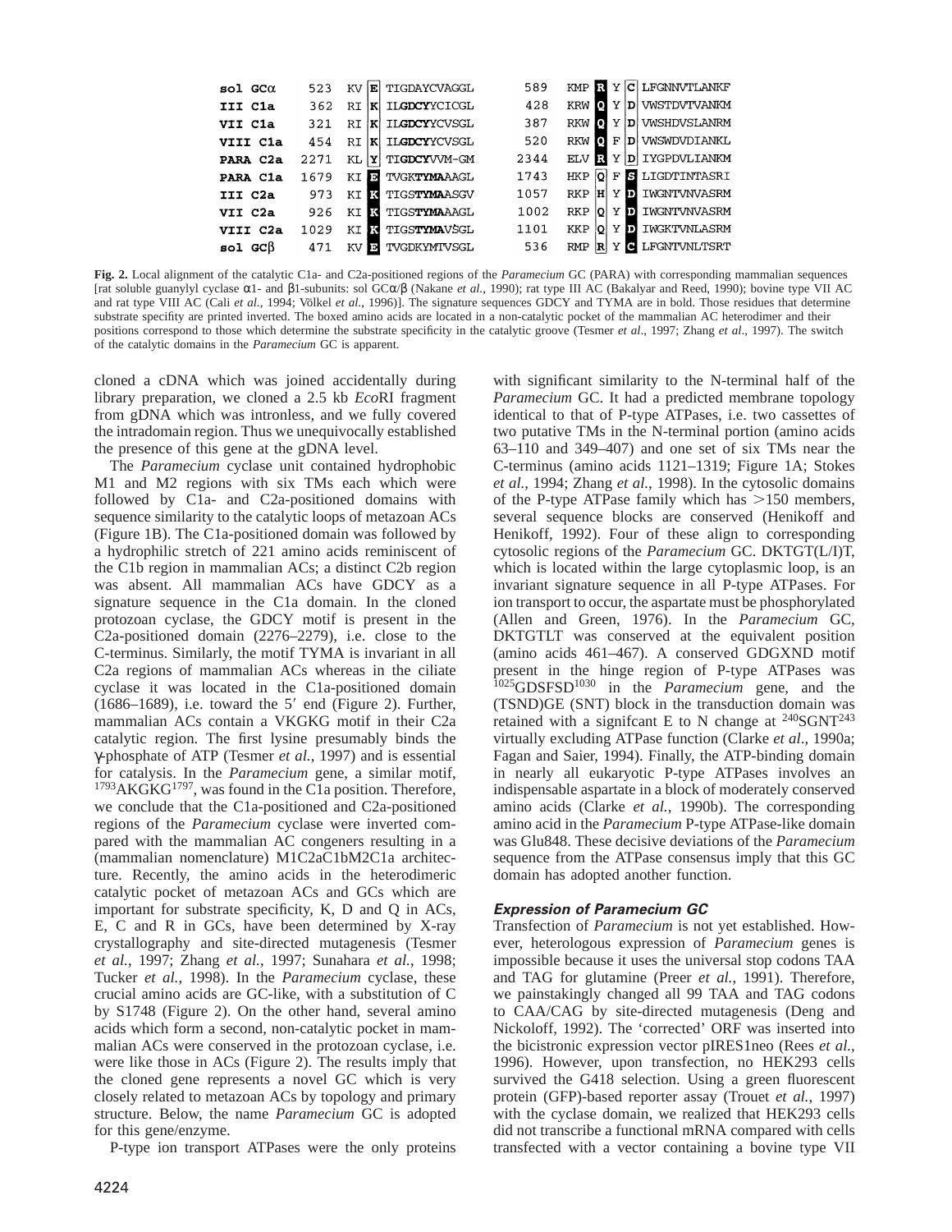```
sol GCα     523  KV E TIGDAYCVAGGL      589  KMP R Y C LFGNNVTLANKF
III C1a     362  RI K ILGDCYYCICGL      428  KRW Q Y D VWSTDVTVANKM
VII C1a     321  RI K ILGDCYYCVSGL      387  RKW Q Y D VWSHDVSLANRM
VIII C1a    454  RI K ILGDCYYCVSGL      520  RKW Q F D VWSWDVDIANKL
PARA C2a   2271  KL Y TIGDCYVVM-GM     2344  ELV R Y D IYGPDVLIANKM
PARA C1a   1679  KI E TVGKTYMAAAGL     1743  HKP Q F S LIGDTINTASRI
III C2a     973  KI K TIGSTYMAASGV     1057  RKP H Y D IWGNTVNVASRM
VII C2a     926  KI K TIGSTYMAAAGL     1002  RKP Q Y D IWGNTVNVASRM
VIII C2a   1029  KI K TIGSTYMAVSGL     1101  KKP Q Y D IWGKTVNLASRM
sol GCβ     471  KV E TVGDKYMTVSGL      536  RMP R Y C LFGNTVNLTSRT
```

**Fig. 2.** Local alignment of the catalytic C1a- and C2a-positioned regions of the *Paramecium* GC (PARA) with corresponding mammalian sequences [rat soluble guanylyl cyclase α1- and β1-subunits: sol GCα/β (Nakane *et al.*, 1990); rat type III AC (Bakalyar and Reed, 1990); bovine type VII AC and rat type VIII AC (Cali *et al.*, 1994; Völkel *et al.*, 1996)]. The signature sequences GDCY and TYMA are in bold. Those residues that determine substrate specifity are printed inverted. The boxed amino acids are located in a non-catalytic pocket of the mammalian AC heterodimer and their positions correspond to those which determine the substrate specificity in the catalytic groove (Tesmer *et al.*, 1997; Zhang *et al.*, 1997). The switch of the catalytic domains in the *Paramecium* GC is apparent.

cloned a cDNA which was joined accidentally during library preparation, we cloned a 2.5 kb *Eco*RI fragment from gDNA which was intronless, and we fully covered the intradomain region. Thus we unequivocally established the presence of this gene at the gDNA level.

The *Paramecium* cyclase unit contained hydrophobic M1 and M2 regions with six TMs each which were followed by C1a- and C2a-positioned domains with sequence similarity to the catalytic loops of metazoan ACs (Figure 1B). The C1a-positioned domain was followed by a hydrophilic stretch of 221 amino acids reminiscent of the C1b region in mammalian ACs; a distinct C2b region was absent. All mammalian ACs have GDCY as a signature sequence in the C1a domain. In the cloned protozoan cyclase, the GDCY motif is present in the C2a-positioned domain (2276–2279), i.e. close to the C-terminus. Similarly, the motif TYMA is invariant in all C2a regions of mammalian ACs whereas in the ciliate cyclase it was located in the C1a-positioned domain (1686–1689), i.e. toward the 5′ end (Figure 2). Further, mammalian ACs contain a VKGKG motif in their C2a catalytic region. The first lysine presumably binds the γ-phosphate of ATP (Tesmer *et al.*, 1997) and is essential for catalysis. In the *Paramecium* gene, a similar motif, [1793]AKGKG[1797], was found in the C1a position. Therefore, we conclude that the C1a-positioned and C2a-positioned regions of the *Paramecium* cyclase were inverted compared with the mammalian AC congeners resulting in a (mammalian nomenclature) M1C2aC1bM2C1a architecture. Recently, the amino acids in the heterodimeric catalytic pocket of metazoan ACs and GCs which are important for substrate specificity, K, D and Q in ACs, E, C and R in GCs, have been determined by X-ray crystallography and site-directed mutagenesis (Tesmer *et al.*, 1997; Zhang *et al.*, 1997; Sunahara *et al.*, 1998; Tucker *et al.*, 1998). In the *Paramecium* cyclase, these crucial amino acids are GC-like, with a substitution of C by S1748 (Figure 2). On the other hand, several amino acids which form a second, non-catalytic pocket in mammalian ACs were conserved in the protozoan cyclase, i.e. were like those in ACs (Figure 2). The results imply that the cloned gene represents a novel GC which is very closely related to metazoan ACs by topology and primary structure. Below, the name *Paramecium* GC is adopted for this gene/enzyme.

P-type ion transport ATPases were the only proteins with significant similarity to the N-terminal half of the *Paramecium* GC. It had a predicted membrane topology identical to that of P-type ATPases, i.e. two cassettes of two putative TMs in the N-terminal portion (amino acids 63–110 and 349–407) and one set of six TMs near the C-terminus (amino acids 1121–1319; Figure 1A; Stokes *et al.*, 1994; Zhang *et al.*, 1998). In the cytosolic domains of the P-type ATPase family which has >150 members, several sequence blocks are conserved (Henikoff and Henikoff, 1992). Four of these align to corresponding cytosolic regions of the *Paramecium* GC. DKTGT(L/I)T, which is located within the large cytoplasmic loop, is an invariant signature sequence in all P-type ATPases. For ion transport to occur, the aspartate must be phosphorylated (Allen and Green, 1976). In the *Paramecium* GC, DKTGTLT was conserved at the equivalent position (amino acids 461–467). A conserved GDGXND motif present in the hinge region of P-type ATPases was [1025]GDSFSD[1030] in the *Paramecium* gene, and the (TSND)GE (SNT) block in the transduction domain was retained with a signifcant E to N change at [240]SGNT[243] virtually excluding ATPase function (Clarke *et al*., 1990a; Fagan and Saier, 1994). Finally, the ATP-binding domain in nearly all eukaryotic P-type ATPases involves an indispensable aspartate in a block of moderately conserved amino acids (Clarke *et al.*, 1990b). The corresponding amino acid in the *Paramecium* P-type ATPase-like domain was Glu848. These decisive deviations of the *Paramecium* sequence from the ATPase consensus imply that this GC domain has adopted another function.

### Expression of Paramecium GC

Transfection of *Paramecium* is not yet established. However, heterologous expression of *Paramecium* genes is impossible because it uses the universal stop codons TAA and TAG for glutamine (Preer *et al.*, 1991). Therefore, we painstakingly changed all 99 TAA and TAG codons to CAA/CAG by site-directed mutagenesis (Deng and Nickoloff, 1992). The 'corrected' ORF was inserted into the bicistronic expression vector pIRES1neo (Rees *et al.*, 1996). However, upon transfection, no HEK293 cells survived the G418 selection. Using a green fluorescent protein (GFP)-based reporter assay (Trouet *et al.*, 1997) with the cyclase domain, we realized that HEK293 cells did not transcribe a functional mRNA compared with cells transfected with a vector containing a bovine type VII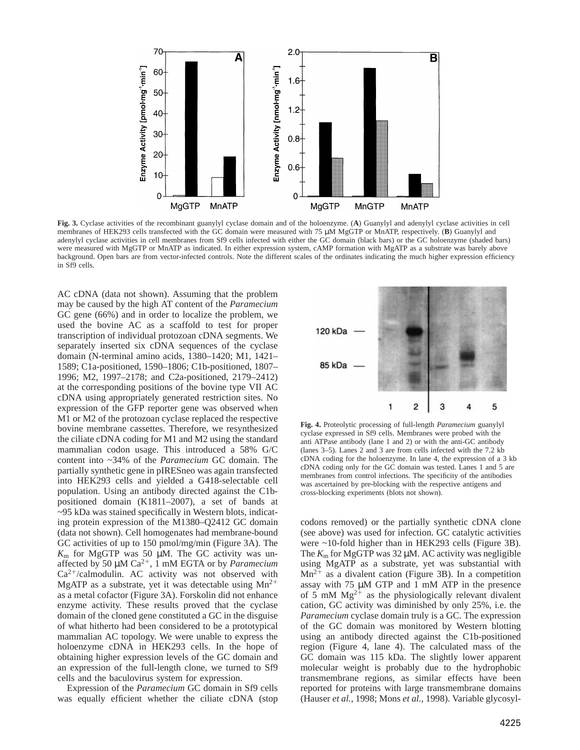Fig. 3. Cyclase activities of the recombinant guanylyl cyclase domain and of the holoenzyme. (**A**) Guanylyl and adenylyl cyclase activities in cell membranes of HEK293 cells transfected with the GC domain were measured with 75 µM MgGTP or MnATP, respectively. (**B**) Guanylyl and adenylyl cyclase activities in cell membranes from Sf9 cells infected with either the GC domain (black bars) or the GC holoenzyme (shaded bars) were measured with MgGTP or MnATP as indicated. In either expression system, cAMP formation with MgATP as a substrate was barely above background. Open bars are from vector-infected controls. Note the different scales of the ordinates indicating the much higher expression efficiency in Sf9 cells.

AC cDNA (data not shown). Assuming that the problem may be caused by the high AT content of the *Paramecium* GC gene (66%) and in order to localize the problem, we used the bovine AC as a scaffold to test for proper transcription of individual protozoan cDNA segments. We separately inserted six cDNA sequences of the cyclase domain (N-terminal amino acids, 1380–1420; M1, 1421–1589; C1a-positioned, 1590–1806; C1b-positioned, 1807–1996; M2, 1997–2178; and C2a-positioned, 2179–2412) at the corresponding positions of the bovine type VII AC cDNA using appropriately generated restriction sites. No expression of the GFP reporter gene was observed when M1 or M2 of the protozoan cyclase replaced the respective bovine membrane cassettes. Therefore, we resynthesized the ciliate cDNA coding for M1 and M2 using the standard mammalian codon usage. This introduced a 58% G/C content into ~34% of the *Paramecium* GC domain. The partially synthetic gene in pIRESneo was again transfected into HEK293 cells and yielded a G418-selectable cell population. Using an antibody directed against the C1b-positioned domain (K1811–2007), a set of bands at ~95 kDa was stained specifically in Western blots, indicating protein expression of the M1380–Q2412 GC domain (data not shown). Cell homogenates had membrane-bound GC activities of up to 150 pmol/mg/min (Figure 3A). The $K_m$ for MgGTP was 50 µM. The GC activity was unaffected by 50 µM $Ca^{2+}$, 1 mM EGTA or by *Paramecium* $Ca^{2+}$/calmodulin. AC activity was not observed with MgATP as a substrate, yet it was detectable using $Mn^{2+}$ as a metal cofactor (Figure 3A). Forskolin did not enhance enzyme activity. These results proved that the cyclase domain of the cloned gene constituted a GC in the disguise of what hitherto had been considered to be a prototypical mammalian AC topology. We were unable to express the holoenzyme cDNA in HEK293 cells. In the hope of obtaining higher expression levels of the GC domain and an expression of the full-length clone, we turned to Sf9 cells and the baculovirus system for expression.

Expression of the *Paramecium* GC domain in Sf9 cells was equally efficient whether the ciliate cDNA (stop codons removed) or the partially synthetic cDNA clone (see above) was used for infection. GC catalytic activities were ~10-fold higher than in HEK293 cells (Figure 3B). The $K_m$ for MgGTP was 32 µM. AC activity was negligible using MgATP as a substrate, yet was substantial with $Mn^{2+}$ as a divalent cation (Figure 3B). In a competition assay with 75 µM GTP and 1 mM ATP in the presence of 5 mM $Mg^{2+}$ as the physiologically relevant divalent cation, GC activity was diminished by only 25%, i.e. the *Paramecium* cyclase domain truly is a GC. The expression of the GC domain was monitored by Western blotting using an antibody directed against the C1b-positioned region (Figure 4, lane 4). The calculated mass of the GC domain was 115 kDa. The slightly lower apparent molecular weight is probably due to the hydrophobic transmembrane regions, as similar effects have been reported for proteins with large transmembrane domains (Hauser *et al.*, 1998; Mons *et al.*, 1998). Variable glycosyl-

Fig. 4. Proteolytic processing of full-length *Paramecium* guanylyl cyclase expressed in Sf9 cells. Membranes were probed with the anti ATPase antibody (lane 1 and 2) or with the anti-GC antibody (lanes 3–5). Lanes 2 and 3 are from cells infected with the 7.2 kb cDNA coding for the holoenzyme. In lane 4, the expression of a 3 kb cDNA coding only for the GC domain was tested. Lanes 1 and 5 are membranes from control infections. The specificity of the antibodies was ascertained by pre-blocking with the respective antigens and cross-blocking experiments (blots not shown).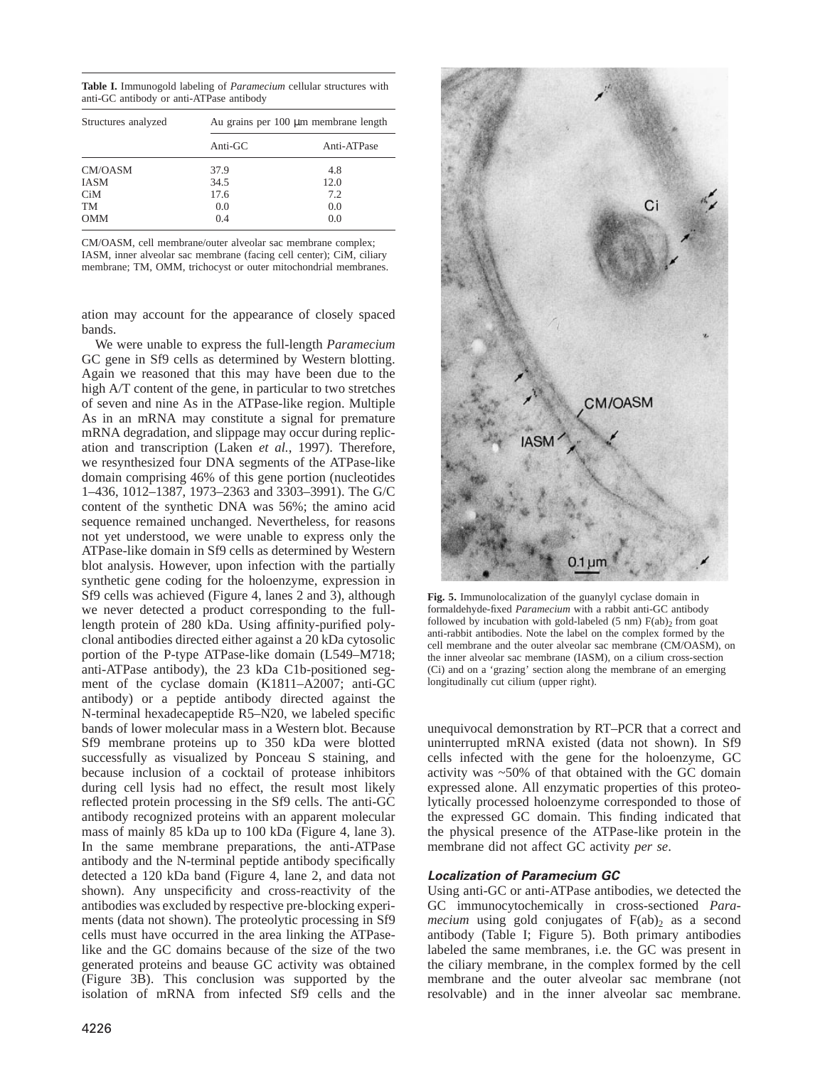**Table I.** Immunogold labeling of *Paramecium* cellular structures with anti-GC antibody or anti-ATPase antibody

| Structures analyzed | Au grains per 100 μm membrane length | |
|---|---|---|
| | Anti-GC | Anti-ATPase |
| CM/OASM | 37.9 | 4.8 |
| IASM | 34.5 | 12.0 |
| CiM | 17.6 | 7.2 |
| TM | 0.0 | 0.0 |
| OMM | 0.4 | 0.0 |

CM/OASM, cell membrane/outer alveolar sac membrane complex; IASM, inner alveolar sac membrane (facing cell center); CiM, ciliary membrane; TM, OMM, trichocyst or outer mitochondrial membranes.

ation may account for the appearance of closely spaced bands.

We were unable to express the full-length *Paramecium* GC gene in Sf9 cells as determined by Western blotting. Again we reasoned that this may have been due to the high A/T content of the gene, in particular to two stretches of seven and nine As in the ATPase-like region. Multiple As in an mRNA may constitute a signal for premature mRNA degradation, and slippage may occur during replication and transcription (Laken *et al.*, 1997). Therefore, we resynthesized four DNA segments of the ATPase-like domain comprising 46% of this gene portion (nucleotides 1–436, 1012–1387, 1973–2363 and 3303–3991). The G/C content of the synthetic DNA was 56%; the amino acid sequence remained unchanged. Nevertheless, for reasons not yet understood, we were unable to express only the ATPase-like domain in Sf9 cells as determined by Western blot analysis. However, upon infection with the partially synthetic gene coding for the holoenzyme, expression in Sf9 cells was achieved (Figure 4, lanes 2 and 3), although we never detected a product corresponding to the full-length protein of 280 kDa. Using affinity-purified polyclonal antibodies directed either against a 20 kDa cytosolic portion of the P-type ATPase-like domain (L549–M718; anti-ATPase antibody), the 23 kDa C1b-positioned segment of the cyclase domain (K1811–A2007; anti-GC antibody) or a peptide antibody directed against the N-terminal hexadecapeptide R5–N20, we labeled specific bands of lower molecular mass in a Western blot. Because Sf9 membrane proteins up to 350 kDa were blotted successfully as visualized by Ponceau S staining, and because inclusion of a cocktail of protease inhibitors during cell lysis had no effect, the result most likely reflected protein processing in the Sf9 cells. The anti-GC antibody recognized proteins with an apparent molecular mass of mainly 85 kDa up to 100 kDa (Figure 4, lane 3). In the same membrane preparations, the anti-ATPase antibody and the N-terminal peptide antibody specifically detected a 120 kDa band (Figure 4, lane 2, and data not shown). Any unspecificity and cross-reactivity of the antibodies was excluded by respective pre-blocking experiments (data not shown). The proteolytic processing in Sf9 cells must have occurred in the area linking the ATPase-like and the GC domains because of the size of the two generated proteins and beause GC activity was obtained (Figure 3B). This conclusion was supported by the isolation of mRNA from infected Sf9 cells and the unequivocal demonstration by RT–PCR that a correct and uninterrupted mRNA existed (data not shown). In Sf9 cells infected with the gene for the holoenzyme, GC activity was ~50% of that obtained with the GC domain expressed alone. All enzymatic properties of this proteolytically processed holoenzyme corresponded to those of the expressed GC domain. This finding indicated that the physical presence of the ATPase-like protein in the membrane did not affect GC activity *per se*.

**Fig. 5.** Immunolocalization of the guanylyl cyclase domain in formaldehyde-fixed *Paramecium* with a rabbit anti-GC antibody followed by incubation with gold-labeled (5 nm) $F(ab)_2$ from goat anti-rabbit antibodies. Note the label on the complex formed by the cell membrane and the outer alveolar sac membrane (CM/OASM), on the inner alveolar sac membrane (IASM), on a cilium cross-section (Ci) and on a 'grazing' section along the membrane of an emerging longitudinally cut cilium (upper right).

### *Localization of Paramecium GC*

Using anti-GC or anti-ATPase antibodies, we detected the GC immunocytochemically in cross-sectioned *Paramecium* using gold conjugates of $F(ab)_2$ as a second antibody (Table I; Figure 5). Both primary antibodies labeled the same membranes, i.e. the GC was present in the ciliary membrane, in the complex formed by the cell membrane and the outer alveolar sac membrane (not resolvable) and in the inner alveolar sac membrane.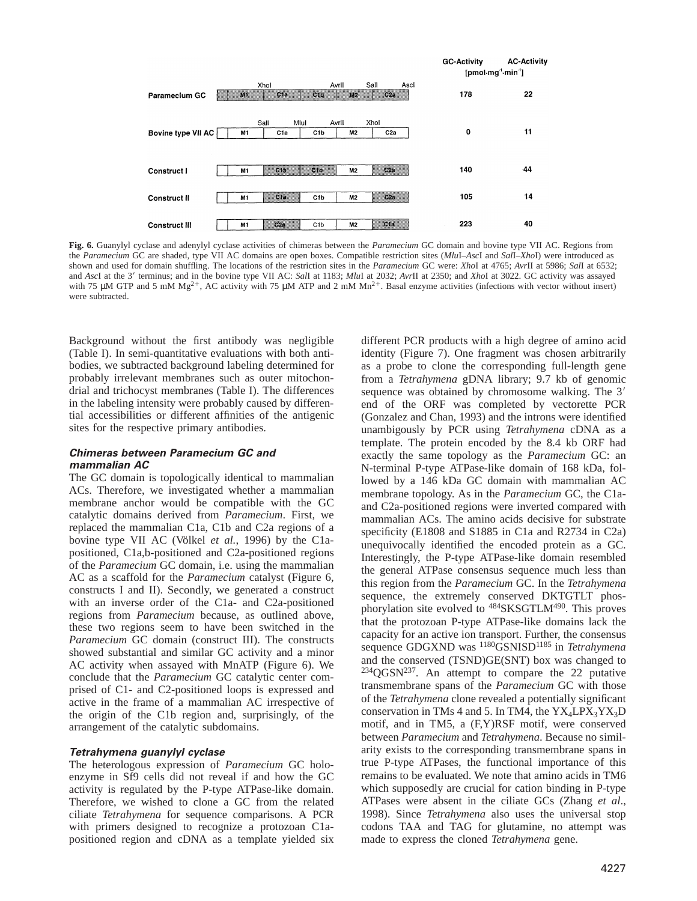| | Domains | GC-Activity [pmol·mg⁻¹·min⁻¹] | AC-Activity [pmol·mg⁻¹·min⁻¹] |
|---|---|---|---|
| Paramecium GC | M1 – C1a – C1b – M2 – C2a (XhoI, AvrII, SalI, AscI) | 178 | 22 |
| Bovine type VII AC | M1 – C1a – C1b – M2 – C2a (SalI, MluI, AvrII, XhoI) | 0 | 11 |
| Construct I | M1 – C1a – C1b – M2 – C2a | 140 | 44 |
| Construct II | M1 – C1a – C1b – M2 – C2a | 105 | 14 |
| Construct III | M1 – C2a – C1b – M2 – C1a | 223 | 40 |

**Fig. 6.** Guanylyl cyclase and adenylyl cyclase activities of chimeras between the *Paramecium* GC domain and bovine type VII AC. Regions from the *Paramecium* GC are shaded, type VII AC domains are open boxes. Compatible restriction sites (*Mlu*I–*Asc*I and *Sal*I–*Xho*I) were introduced as shown and used for domain shuffling. The locations of the restriction sites in the *Paramecium* GC were: *Xho*I at 4765; *Avr*II at 5986; *Sal*I at 6532; and *Asc*I at the 3′ terminus; and in the bovine type VII AC: *Sal*I at 1183; *Mlu*I at 2032; *Avr*II at 2350; and *Xho*I at 3022. GC activity was assayed with 75 μM GTP and 5 mM $Mg^{2+}$, AC activity with 75 μM ATP and 2 mM $Mn^{2+}$. Basal enzyme activities (infections with vector without insert) were subtracted.

Background without the first antibody was negligible (Table I). In semi-quantitative evaluations with both antibodies, we subtracted background labeling determined for probably irrelevant membranes such as outer mitochondrial and trichocyst membranes (Table I). The differences in the labeling intensity were probably caused by differential accessibilities or different affinities of the antigenic sites for the respective primary antibodies.

### *Chimeras between Paramecium GC and mammalian AC*

The GC domain is topologically identical to mammalian ACs. Therefore, we investigated whether a mammalian membrane anchor would be compatible with the GC catalytic domains derived from *Paramecium*. First, we replaced the mammalian C1a, C1b and C2a regions of a bovine type VII AC (Völkel *et al.*, 1996) by the C1a-positioned, C1a,b-positioned and C2a-positioned regions of the *Paramecium* GC domain, i.e. using the mammalian AC as a scaffold for the *Paramecium* catalyst (Figure 6, constructs I and II). Secondly, we generated a construct with an inverse order of the C1a- and C2a-positioned regions from *Paramecium* because, as outlined above, these two regions seem to have been switched in the *Paramecium* GC domain (construct III). The constructs showed substantial and similar GC activity and a minor AC activity when assayed with MnATP (Figure 6). We conclude that the *Paramecium* GC catalytic center comprised of C1- and C2-positioned loops is expressed and active in the frame of a mammalian AC irrespective of the origin of the C1b region and, surprisingly, of the arrangement of the catalytic subdomains.

### *Tetrahymena guanylyl cyclase*

The heterologous expression of *Paramecium* GC holoenzyme in Sf9 cells did not reveal if and how the GC activity is regulated by the P-type ATPase-like domain. Therefore, we wished to clone a GC from the related ciliate *Tetrahymena* for sequence comparisons. A PCR with primers designed to recognize a protozoan C1a-positioned region and cDNA as a template yielded six different PCR products with a high degree of amino acid identity (Figure 7). One fragment was chosen arbitrarily as a probe to clone the corresponding full-length gene from a *Tetrahymena* gDNA library; 9.7 kb of genomic sequence was obtained by chromosome walking. The 3′ end of the ORF was completed by vectorette PCR (Gonzalez and Chan, 1993) and the introns were identified unambigously by PCR using *Tetrahymena* cDNA as a template. The protein encoded by the 8.4 kb ORF had exactly the same topology as the *Paramecium* GC: an N-terminal P-type ATPase-like domain of 168 kDa, followed by a 146 kDa GC domain with mammalian AC membrane topology. As in the *Paramecium* GC, the C1a- and C2a-positioned regions were inverted compared with mammalian ACs. The amino acids decisive for substrate specificity (E1808 and S1885 in C1a and R2734 in C2a) unequivocally identified the encoded protein as a GC. Interestingly, the P-type ATPase-like domain resembled the general ATPase consensus sequence much less than this region from the *Paramecium* GC. In the *Tetrahymena* sequence, the extremely conserved DKTGTLT phosphorylation site evolved to $^{484}$SKSGTLM$^{490}$. This proves that the protozoan P-type ATPase-like domains lack the capacity for an active ion transport. Further, the consensus sequence GDGXND was $^{1180}$GSNISD$^{1185}$ in *Tetrahymena* and the conserved (TSND)GE(SNT) box was changed to $^{234}$QGSN$^{237}$. An attempt to compare the 22 putative transmembrane spans of the *Paramecium* GC with those of the *Tetrahymena* clone revealed a potentially significant conservation in TMs 4 and 5. In TM4, the $YX_4LPX_3YX_3D$ motif, and in TM5, a (F,Y)RSF motif, were conserved between *Paramecium* and *Tetrahymena*. Because no similarity exists to the corresponding transmembrane spans in true P-type ATPases, the functional importance of this remains to be evaluated. We note that amino acids in TM6 which supposedly are crucial for cation binding in P-type ATPases were absent in the ciliate GCs (Zhang *et al*., 1998). Since *Tetrahymena* also uses the universal stop codons TAA and TAG for glutamine, no attempt was made to express the cloned *Tetrahymena* gene.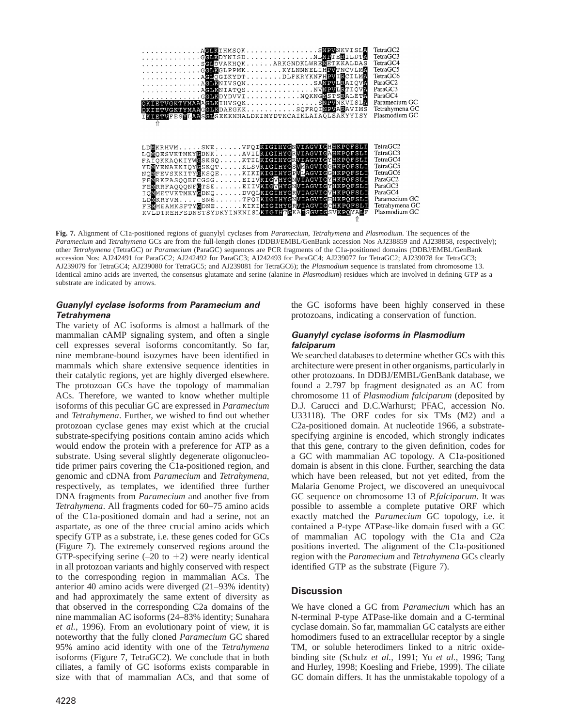```
.............AGLKIHMSQK................SNPVNKVISLA   TetraGC2
.............GGLKDYNISD...............NLNPTERILDTA   TetraGC3
.............SGLDVAKHQK......ARKGNDKLWRENETKKALDAS   TetraGC4
.............GGLKGLPPMK........KYLNNNELIHPVTNCVLMA   TetraGC5
.............AGLQGIKYDT........DLFKRYKNFHPVIRCILMA   TetraGC6
.............AGLKNIVSQN...............SANPVLRAIQVA   ParaGC2
.............AGLKNIATQS...............NVNPVLRTIQVA   ParaGC3
.............GGLKDYDVVI...........NQKNGNSTSRALETA   ParaGC4
QKIETVGKTYMAAAGLKIHVSQK................SNPVNKVISLA   Paramecium GC
QKIETVGKTYMAACGLKDAEGKK...........SQFRQINPVARAVIMS   Tetrahymena GC
IKIETVFESYLAASGLSEKKNNALDKIMYDTKCAIKLAIAQLSAKYYISY   Plasmodium GC
  ⇑

LDMKRHVM.....SNE......VFQIKIGIHYGNVIAGVIGHHKPQFSLI   TetraGC2
LQMQESVKTMKYGDNK......AVILKIGIHYGRVIAGVIGAHKPQFSLI   TetraGC3
FAIQKKAQKIYWGSKSQ.....KTILKIGIHYGRVIAGVIGYHKPQFSLI   TetraGC4
YDMYENAKKIQYGSKQT.....KLSVKIGIHYGSVMAGVIGGHKPQFSLI   TetraGC5
NQMFEVSKKITYGKSQE.....KIKIKIGIHYGPVLAGVIGGHKPQFSLI   TetraGC6
FEMRKFASQQEFCGSG......EIIVKIGVHYGNVIAGVIGYHKPQFSLI   ParaGC2
FEMRRFAQQQNFGTSE......EIIVKIGVHYGNVIAGVIGYHKPQFSLI   ParaGC3
IQMMETVKTMKYGDNQ......DVQLKIGIHYGRVIAGVIGVHKPQFSLI   ParaGC4
LDMKRYVM.....SNE......TFQIKIGIHYGNVIAGVIGHHKPQFSLI   Paramecium GC
FEMMEAMKSFTYGDNE......KIKIKIGIHYGRVIAGVIGCHKPQFSLI   Tetrahymena GC
KVLDTREHFSDNSTSYDKYINKNISLKIGIHTGKAISGVIGSVKPQYALF   Plasmodium GC
                                                 ⇑
```

**Fig. 7.** Alignment of C1a-positioned regions of guanylyl cyclases from *Paramecium*, *Tetrahymena* and *Plasmodium*. The sequences of the *Paramecium* and *Tetrahymena* GCs are from the full-length clones (DDBJ/EMBL/GenBank accession Nos AJ238859 and AJ238858, respectively); other *Tetrahymena* (TetraGC) or *Paramecium* (ParaGC) sequences are PCR fragments of the C1a-positioned domains (DDBJ/EMBL/GenBank accession Nos: AJ242491 for ParaGC2; AJ242492 for ParaGC3; AJ242493 for ParaGC4; AJ239077 for TetraGC2; AJ239078 for TetraGC3; AJ239079 for TetraGC4; AJ239080 for TetraGC5; and AJ239081 for TetraGC6); the *Plasmodium* sequence is translated from chromosome 13. Identical amino acids are inverted, the consensus glutamate and serine (alanine in *Plasmodium*) residues which are involved in defining GTP as a substrate are indicated by arrows.

### Guanylyl cyclase isoforms from Paramecium and Tetrahymena

The variety of AC isoforms is almost a hallmark of the mammalian cAMP signaling system, and often a single cell expresses several isoforms concomitantly. So far, nine membrane-bound isozymes have been identified in mammals which share extensive sequence identities in their catalytic regions, yet are highly diverged elsewhere. The protozoan GCs have the topology of mammalian ACs. Therefore, we wanted to know whether multiple isoforms of this peculiar GC are expressed in *Paramecium* and *Tetrahymena*. Further, we wished to find out whether protozoan cyclase genes may exist which at the crucial substrate-specifying positions contain amino acids which would endow the protein with a preference for ATP as a substrate. Using several slightly degenerate oligonucleotide primer pairs covering the C1a-positioned region, and genomic and cDNA from *Paramecium* and *Tetrahymena*, respectively, as templates, we identified three further DNA fragments from *Paramecium* and another five from *Tetrahymena*. All fragments coded for 60–75 amino acids of the C1a-positioned domain and had a serine, not an aspartate, as one of the three crucial amino acids which specify GTP as a substrate, i.e. these genes coded for GCs (Figure 7). The extremely conserved regions around the GTP-specifying serine (–20 to +2) were nearly identical in all protozoan variants and highly conserved with respect to the corresponding region in mammalian ACs. The anterior 40 amino acids were diverged (21–93% identity) and had approximately the same extent of diversity as that observed in the corresponding C2a domains of the nine mammalian AC isoforms (24–83% identity; Sunahara *et al.*, 1996). From an evolutionary point of view, it is noteworthy that the fully cloned *Paramecium* GC shared 95% amino acid identity with one of the *Tetrahymena* isoforms (Figure 7, TetraGC2). We conclude that in both ciliates, a family of GC isoforms exists comparable in size with that of mammalian ACs, and that some of the GC isoforms have been highly conserved in these protozoans, indicating a conservation of function.

### Guanylyl cyclase isoforms in Plasmodium falciparum

We searched databases to determine whether GCs with this architecture were present in other organisms, particularly in other protozoans. In DDBJ/EMBL/GenBank database, we found a 2.797 bp fragment designated as an AC from chromosome 11 of *Plasmodium falciparum* (deposited by D.J. Carucci and D.C.Warhurst; PFAC, accession No. U33118). The ORF codes for six TMs (M2) and a C2a-positioned domain. At nucleotide 1966, a substrate-specifying arginine is encoded, which strongly indicates that this gene, contrary to the given definition, codes for a GC with mammalian AC topology. A C1a-positioned domain is absent in this clone. Further, searching the data which have been released, but not yet edited, from the Malaria Genome Project, we discovered an unequivocal GC sequence on chromosome 13 of *P.falciparum*. It was possible to assemble a complete putative ORF which exactly matched the *Paramecium* GC topology, i.e. it contained a P-type ATPase-like domain fused with a GC of mammalian AC topology with the C1a and C2a positions inverted. The alignment of the C1a-positioned region with the *Paramecium* and *Tetrahymena* GCs clearly identified GTP as the substrate (Figure 7).

## Discussion

We have cloned a GC from *Paramecium* which has an N-terminal P-type ATPase-like domain and a C-terminal cyclase domain. So far, mammalian GC catalysts are either homodimers fused to an extracellular receptor by a single TM, or soluble heterodimers linked to a nitric oxide-binding site (Schulz *et al.*, 1991; Yu *et al.*, 1996; Tang and Hurley, 1998; Koesling and Friebe, 1999). The ciliate GC domain differs. It has the unmistakable topology of a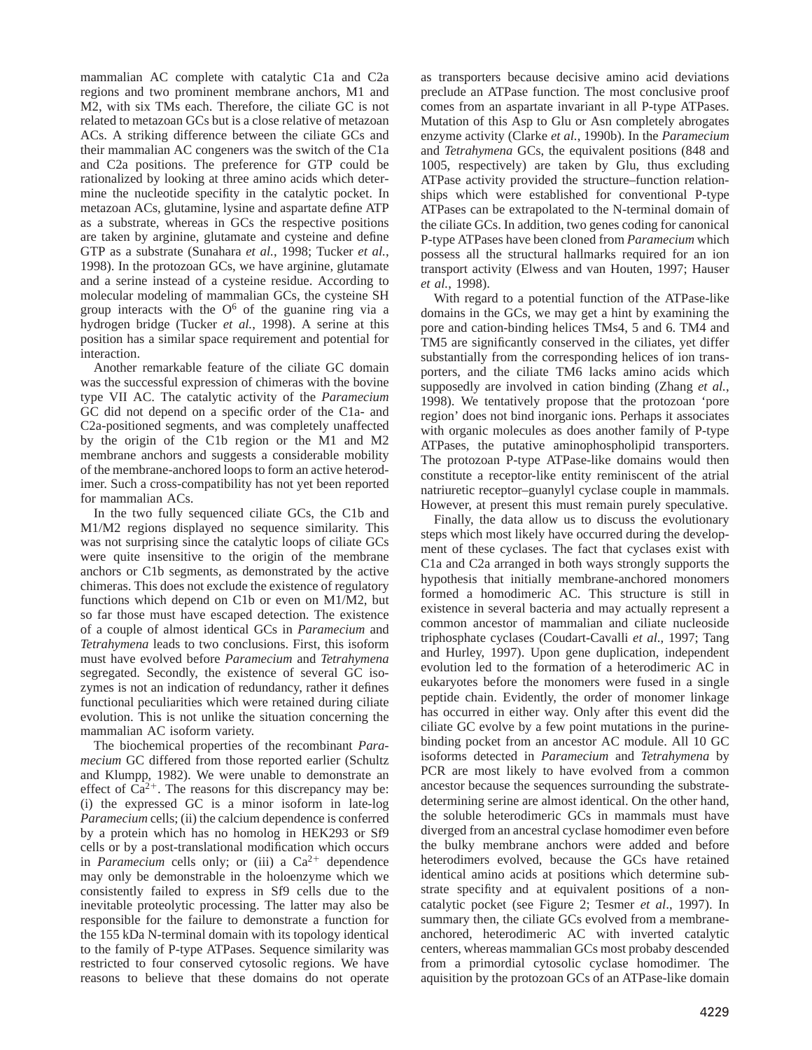mammalian AC complete with catalytic C1a and C2a regions and two prominent membrane anchors, M1 and M2, with six TMs each. Therefore, the ciliate GC is not related to metazoan GCs but is a close relative of metazoan ACs. A striking difference between the ciliate GCs and their mammalian AC congeners was the switch of the C1a and C2a positions. The preference for GTP could be rationalized by looking at three amino acids which determine the nucleotide specifity in the catalytic pocket. In metazoan ACs, glutamine, lysine and aspartate define ATP as a substrate, whereas in GCs the respective positions are taken by arginine, glutamate and cysteine and define GTP as a substrate (Sunahara *et al.*, 1998; Tucker *et al.*, 1998). In the protozoan GCs, we have arginine, glutamate and a serine instead of a cysteine residue. According to molecular modeling of mammalian GCs, the cysteine SH group interacts with the $O^6$ of the guanine ring via a hydrogen bridge (Tucker *et al.*, 1998). A serine at this position has a similar space requirement and potential for interaction.

Another remarkable feature of the ciliate GC domain was the successful expression of chimeras with the bovine type VII AC. The catalytic activity of the *Paramecium* GC did not depend on a specific order of the C1a- and C2a-positioned segments, and was completely unaffected by the origin of the C1b region or the M1 and M2 membrane anchors and suggests a considerable mobility of the membrane-anchored loops to form an active heterodimer. Such a cross-compatibility has not yet been reported for mammalian ACs.

In the two fully sequenced ciliate GCs, the C1b and M1/M2 regions displayed no sequence similarity. This was not surprising since the catalytic loops of ciliate GCs were quite insensitive to the origin of the membrane anchors or C1b segments, as demonstrated by the active chimeras. This does not exclude the existence of regulatory functions which depend on C1b or even on M1/M2, but so far those must have escaped detection. The existence of a couple of almost identical GCs in *Paramecium* and *Tetrahymena* leads to two conclusions. First, this isoform must have evolved before *Paramecium* and *Tetrahymena* segregated. Secondly, the existence of several GC isozymes is not an indication of redundancy, rather it defines functional peculiarities which were retained during ciliate evolution. This is not unlike the situation concerning the mammalian AC isoform variety.

The biochemical properties of the recombinant *Paramecium* GC differed from those reported earlier (Schultz and Klumpp, 1982). We were unable to demonstrate an effect of $Ca^{2+}$. The reasons for this discrepancy may be: (i) the expressed GC is a minor isoform in late-log *Paramecium* cells; (ii) the calcium dependence is conferred by a protein which has no homolog in HEK293 or Sf9 cells or by a post-translational modification which occurs in *Paramecium* cells only; or (iii) a $Ca^{2+}$ dependence may only be demonstrable in the holoenzyme which we consistently failed to express in Sf9 cells due to the inevitable proteolytic processing. The latter may also be responsible for the failure to demonstrate a function for the 155 kDa N-terminal domain with its topology identical to the family of P-type ATPases. Sequence similarity was restricted to four conserved cytosolic regions. We have reasons to believe that these domains do not operate as transporters because decisive amino acid deviations preclude an ATPase function. The most conclusive proof comes from an aspartate invariant in all P-type ATPases. Mutation of this Asp to Glu or Asn completely abrogates enzyme activity (Clarke *et al.*, 1990b). In the *Paramecium* and *Tetrahymena* GCs, the equivalent positions (848 and 1005, respectively) are taken by Glu, thus excluding ATPase activity provided the structure–function relationships which were established for conventional P-type ATPases can be extrapolated to the N-terminal domain of the ciliate GCs. In addition, two genes coding for canonical P-type ATPases have been cloned from *Paramecium* which possess all the structural hallmarks required for an ion transport activity (Elwess and van Houten, 1997; Hauser *et al.*, 1998).

With regard to a potential function of the ATPase-like domains in the GCs, we may get a hint by examining the pore and cation-binding helices TMs4, 5 and 6. TM4 and TM5 are significantly conserved in the ciliates, yet differ substantially from the corresponding helices of ion transporters, and the ciliate TM6 lacks amino acids which supposedly are involved in cation binding (Zhang *et al.*, 1998). We tentatively propose that the protozoan 'pore region' does not bind inorganic ions. Perhaps it associates with organic molecules as does another family of P-type ATPases, the putative aminophospholipid transporters. The protozoan P-type ATPase-like domains would then constitute a receptor-like entity reminiscent of the atrial natriuretic receptor–guanylyl cyclase couple in mammals. However, at present this must remain purely speculative.

Finally, the data allow us to discuss the evolutionary steps which most likely have occurred during the development of these cyclases. The fact that cyclases exist with C1a and C2a arranged in both ways strongly supports the hypothesis that initially membrane-anchored monomers formed a homodimeric AC. This structure is still in existence in several bacteria and may actually represent a common ancestor of mammalian and ciliate nucleoside triphosphate cyclases (Coudart-Cavalli *et al.*, 1997; Tang and Hurley, 1997). Upon gene duplication, independent evolution led to the formation of a heterodimeric AC in eukaryotes before the monomers were fused in a single peptide chain. Evidently, the order of monomer linkage has occurred in either way. Only after this event did the ciliate GC evolve by a few point mutations in the purine-binding pocket from an ancestor AC module. All 10 GC isoforms detected in *Paramecium* and *Tetrahymena* by PCR are most likely to have evolved from a common ancestor because the sequences surrounding the substrate-determining serine are almost identical. On the other hand, the soluble heterodimeric GCs in mammals must have diverged from an ancestral cyclase homodimer even before the bulky membrane anchors were added and before heterodimers evolved, because the GCs have retained identical amino acids at positions which determine substrate specifity and at equivalent positions of a non-catalytic pocket (see Figure 2; Tesmer *et al*., 1997). In summary then, the ciliate GCs evolved from a membrane-anchored, heterodimeric AC with inverted catalytic centers, whereas mammalian GCs most probaby descended from a primordial cytosolic cyclase homodimer. The aquisition by the protozoan GCs of an ATPase-like domain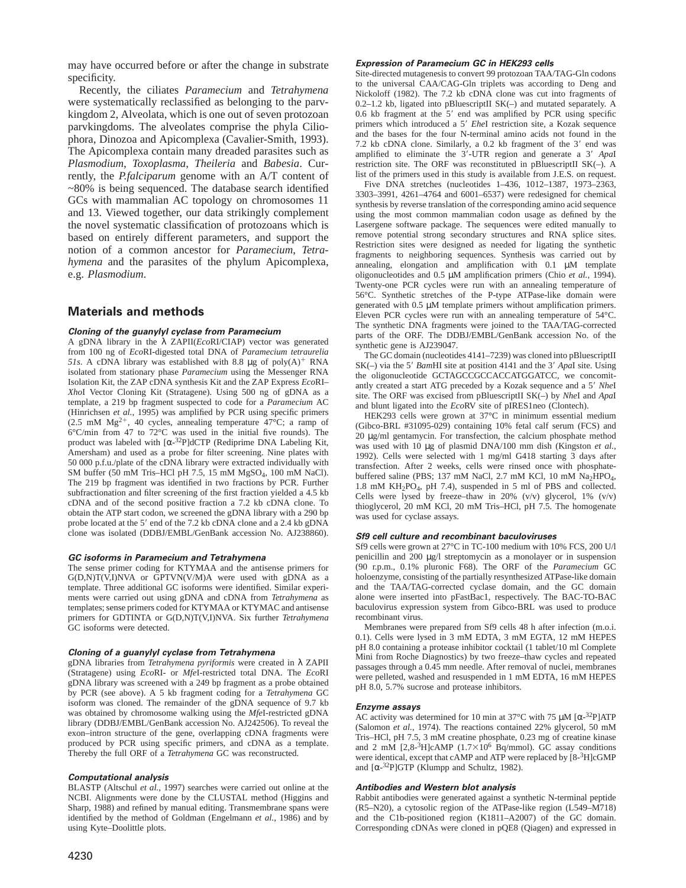may have occurred before or after the change in substrate specificity.

Recently, the ciliates *Paramecium* and *Tetrahymena* were systematically reclassified as belonging to the parvkingdom 2, Alveolata, which is one out of seven protozoan parvkingdoms. The alveolates comprise the phyla Ciliophora, Dinozoa and Apicomplexa (Cavalier-Smith, 1993). The Apicomplexa contain many dreaded parasites such as *Plasmodium*, *Toxoplasma*, *Theileria* and *Babesia*. Currently, the *P.falciparum* genome with an A/T content of ~80% is being sequenced. The database search identified GCs with mammalian AC topology on chromosomes 11 and 13. Viewed together, our data strikingly complement the novel systematic classification of protozoans which is based on entirely different parameters, and support the notion of a common ancestor for *Paramecium*, *Tetrahymena* and the parasites of the phylum Apicomplexa, e.g. *Plasmodium*.

## Materials and methods

### Cloning of the guanylyl cyclase from Paramecium

A gDNA library in the λ ZAPII(*Eco*RI/CIAP) vector was generated from 100 ng of *Eco*RI-digested total DNA of *Paramecium tetraurelia 51s*. A cDNA library was established with 8.8 μg of poly(A)$^+$ RNA isolated from stationary phase *Paramecium* using the Messenger RNA Isolation Kit, the ZAP cDNA synthesis Kit and the ZAP Express *Eco*RI–*Xho*I Vector Cloning Kit (Stratagene). Using 500 ng of gDNA as a template, a 219 bp fragment suspected to code for a *Paramecium* AC (Hinrichsen *et al.*, 1995) was amplified by PCR using specific primers (2.5 mM $Mg^{2+}$, 40 cycles, annealing temperature 47°C; a ramp of 6°C/min from 47 to 72°C was used in the initial five rounds). The product was labeled with [α-$^{32}$P]dCTP (Rediprime DNA Labeling Kit, Amersham) and used as a probe for filter screening. Nine plates with 50 000 p.f.u./plate of the cDNA library were extracted individually with SM buffer (50 mM Tris–HCl pH 7.5, 15 mM $MgSO_4$, 100 mM NaCl). The 219 bp fragment was identified in two fractions by PCR. Further subfractionation and filter screening of the first fraction yielded a 4.5 kb cDNA and of the second positive fraction a 7.2 kb cDNA clone. To obtain the ATP start codon, we screened the gDNA library with a 290 bp probe located at the 5′ end of the 7.2 kb cDNA clone and a 2.4 kb gDNA clone was isolated (DDBJ/EMBL/GenBank accession No. AJ238860).

### GC isoforms in Paramecium and Tetrahymena

The sense primer coding for KTYMAA and the antisense primers for G(D,N)T(V,I)NVA or GPTVN(V/M)A were used with gDNA as a template. Three additional GC isoforms were identified. Similar experiments were carried out using gDNA and cDNA from *Tetrahymena* as templates; sense primers coded for KTYMAA or KTYMAC and antisense primers for GDTINTA or G(D,N)T(V,I)NVA. Six further *Tetrahymena* GC isoforms were detected.

### Cloning of a guanylyl cyclase from Tetrahymena

gDNA libraries from *Tetrahymena pyriformis* were created in λ ZAPII (Stratagene) using *Eco*RI- or *Mfe*I-restricted total DNA. The *Eco*RI gDNA library was screened with a 249 bp fragment as a probe obtained by PCR (see above). A 5 kb fragment coding for a *Tetrahymena* GC isoform was cloned. The remainder of the gDNA sequence of 9.7 kb was obtained by chromosome walking using the *Mfe*I-restricted gDNA library (DDBJ/EMBL/GenBank accession No. AJ242506). To reveal the exon–intron structure of the gene, overlapping cDNA fragments were produced by PCR using specific primers, and cDNA as a template. Thereby the full ORF of a *Tetrahymena* GC was reconstructed.

### Computational analysis

BLASTP (Altschul *et al.*, 1997) searches were carried out online at the NCBI. Alignments were done by the CLUSTAL method (Higgins and Sharp, 1988) and refined by manual editing. Transmembrane spans were identified by the method of Goldman (Engelmann *et al.*, 1986) and by using Kyte–Doolittle plots.

### Expression of Paramecium GC in HEK293 cells

Site-directed mutagenesis to convert 99 protozoan TAA/TAG-Gln codons to the universal CAA/CAG-Gln triplets was according to Deng and Nickoloff (1982). The 7.2 kb cDNA clone was cut into fragments of 0.2–1.2 kb, ligated into pBluescriptII SK(–) and mutated separately. A 0.6 kb fragment at the 5′ end was amplified by PCR using specific primers which introduced a 5′ *Ehe*I restriction site, a Kozak sequence and the bases for the four N-terminal amino acids not found in the 7.2 kb cDNA clone. Similarly, a 0.2 kb fragment of the 3′ end was amplified to eliminate the 3′-UTR region and generate a 3′ *Apa*I restriction site. The ORF was reconstituted in pBluescriptII SK(–). A list of the primers used in this study is available from J.E.S. on request.

Five DNA stretches (nucleotides 1–436, 1012–1387, 1973–2363, 3303–3991, 4261–4764 and 6001–6537) were redesigned for chemical synthesis by reverse translation of the corresponding amino acid sequence using the most common mammalian codon usage as defined by the Lasergene software package. The sequences were edited manually to remove potential strong secondary structures and RNA splice sites. Restriction sites were designed as needed for ligating the synthetic fragments to neighboring sequences. Synthesis was carried out by annealing, elongation and amplification with 0.1 μM template oligonucleotides and 0.5 μM amplification primers (Chio *et al.*, 1994). Twenty-one PCR cycles were run with an annealing temperature of 56°C. Synthetic stretches of the P-type ATPase-like domain were generated with 0.5 μM template primers without amplification primers. Eleven PCR cycles were run with an annealing temperature of 54°C. The synthetic DNA fragments were joined to the TAA/TAG-corrected parts of the ORF. The DDBJ/EMBL/GenBank accession No. of the synthetic gene is AJ239047.

The GC domain (nucleotides 4141–7239) was cloned into pBluescriptII SK(–) via the 5′ *Bam*HI site at position 4141 and the 3′ *Apa*I site. Using the oligonucleotide GCTAGCCGCCACCATGGATCC, we concomitantly created a start ATG preceded by a Kozak sequence and a 5′ *Nhe*I site. The ORF was excised from pBluescriptII SK(–) by *Nhe*I and *Apa*I and blunt ligated into the *Eco*RV site of pIRES1neo (Clontech).

HEK293 cells were grown at 37°C in minimum essential medium (Gibco-BRL #31095-029) containing 10% fetal calf serum (FCS) and 20 μg/ml gentamycin. For transfection, the calcium phosphate method was used with 10 μg of plasmid DNA/100 mm dish (Kingston *et al.*, 1992). Cells were selected with 1 mg/ml G418 starting 3 days after transfection. After 2 weeks, cells were rinsed once with phosphate-buffered saline (PBS; 137 mM NaCl, 2.7 mM KCl, 10 mM $Na_2HPO_4$, 1.8 mM $KH_2PO_4$, pH 7.4), suspended in 5 ml of PBS and collected. Cells were lysed by freeze–thaw in 20% (v/v) glycerol, 1% (v/v) thioglycerol, 20 mM KCl, 20 mM Tris–HCl, pH 7.5. The homogenate was used for cyclase assays.

### Sf9 cell culture and recombinant baculoviruses

Sf9 cells were grown at 27°C in TC-100 medium with 10% FCS, 200 U/l penicillin and 200 μg/l streptomycin as a monolayer or in suspension (90 r.p.m., 0.1% pluronic F68). The ORF of the *Paramecium* GC holoenzyme, consisting of the partially resynthesized ATPase-like domain and the TAA/TAG-corrected cyclase domain, and the GC domain alone were inserted into pFastBac1, respectively. The BAC-TO-BAC baculovirus expression system from Gibco-BRL was used to produce recombinant virus.

Membranes were prepared from Sf9 cells 48 h after infection (m.o.i. 0.1). Cells were lysed in 3 mM EDTA, 3 mM EGTA, 12 mM HEPES pH 8.0 containing a protease inhibitor cocktail (1 tablet/10 ml Complete Mini from Roche Diagnostics) by two freeze–thaw cycles and repeated passages through a 0.45 mm needle. After removal of nuclei, membranes were pelleted, washed and resuspended in 1 mM EDTA, 16 mM HEPES pH 8.0, 5.7% sucrose and protease inhibitors.

### Enzyme assays

AC activity was determined for 10 min at 37°C with 75 μM [α-$^{32}$P]ATP (Salomon *et al.*, 1974). The reactions contained 22% glycerol, 50 mM Tris–HCl, pH 7.5, 3 mM creatine phosphate, 0.23 mg of creatine kinase and 2 mM [2,8-$^3$H]cAMP ($1.7\times10^6$ Bq/mmol). GC assay conditions were identical, except that cAMP and ATP were replaced by [8-$^3$H]cGMP and [α-$^{32}$P]GTP (Klumpp and Schultz, 1982).

### Antibodies and Western blot analysis

Rabbit antibodies were generated against a synthetic N-terminal peptide (R5–N20), a cytosolic region of the ATPase-like region (L549–M718) and the C1b-positioned region (K1811–A2007) of the GC domain. Corresponding cDNAs were cloned in pQE8 (Qiagen) and expressed in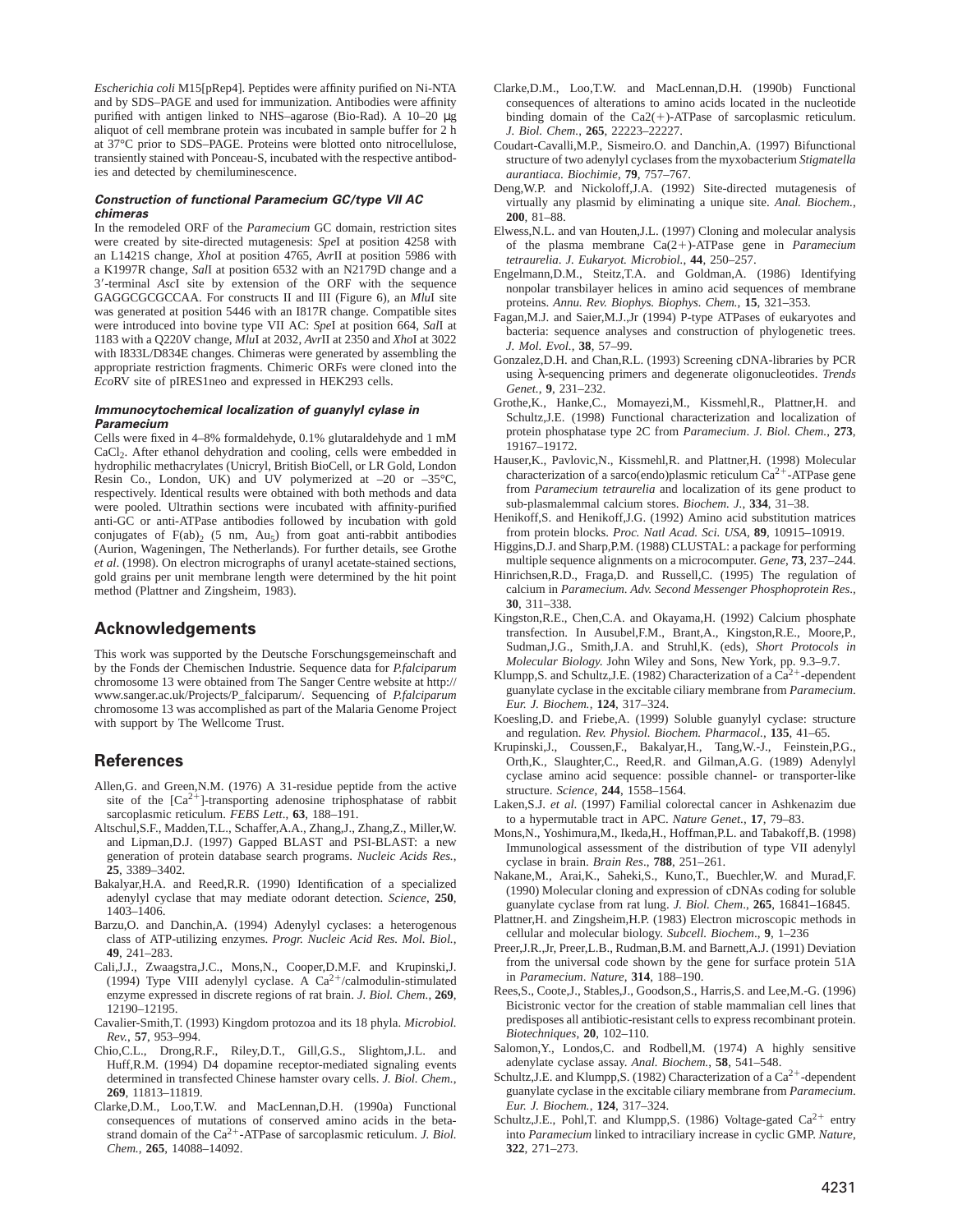*Escherichia coli* M15[pRep4]. Peptides were affinity purified on Ni-NTA and by SDS–PAGE and used for immunization. Antibodies were affinity purified with antigen linked to NHS–agarose (Bio-Rad). A 10–20 μg aliquot of cell membrane protein was incubated in sample buffer for 2 h at 37°C prior to SDS–PAGE. Proteins were blotted onto nitrocellulose, transiently stained with Ponceau-S, incubated with the respective antibodies and detected by chemiluminescence.

#### *Construction of functional Paramecium GC/type VII AC chimeras*

In the remodeled ORF of the *Paramecium* GC domain, restriction sites were created by site-directed mutagenesis: *Spe*I at position 4258 with an L1421S change, *Xho*I at position 4765, *Avr*II at position 5986 with a K1997R change, *Sal*I at position 6532 with an N2179D change and a 3′-terminal *Asc*I site by extension of the ORF with the sequence GAGGCGCGCCAA. For constructs II and III (Figure 6), an *Mlu*I site was generated at position 5446 with an I817R change. Compatible sites were introduced into bovine type VII AC: *Spe*I at position 664, *Sal*I at 1183 with a Q220V change, *Mlu*I at 2032, *Avr*II at 2350 and *Xho*I at 3022 with I833L/D834E changes. Chimeras were generated by assembling the appropriate restriction fragments. Chimeric ORFs were cloned into the *Eco*RV site of pIRES1neo and expressed in HEK293 cells.

#### *Immunocytochemical localization of guanylyl cylase in Paramecium*

Cells were fixed in 4–8% formaldehyde, 0.1% glutaraldehyde and 1 mM $CaCl_2$. After ethanol dehydration and cooling, cells were embedded in hydrophilic methacrylates (Unicryl, British BioCell, or LR Gold, London Resin Co., London, UK) and UV polymerized at –20 or –35°C, respectively. Identical results were obtained with both methods and data were pooled. Ultrathin sections were incubated with affinity-purified anti-GC or anti-ATPase antibodies followed by incubation with gold conjugates of $F(ab)_2$ (5 nm, $Au_5$) from goat anti-rabbit antibodies (Aurion, Wageningen, The Netherlands). For further details, see Grothe *et al*. (1998). On electron micrographs of uranyl acetate-stained sections, gold grains per unit membrane length were determined by the hit point method (Plattner and Zingsheim, 1983).

## Acknowledgements

This work was supported by the Deutsche Forschungsgemeinschaft and by the Fonds der Chemischen Industrie. Sequence data for *P.falciparum* chromosome 13 were obtained from The Sanger Centre website at http://www.sanger.ac.uk/Projects/P_falciparum/. Sequencing of *P.falciparum* chromosome 13 was accomplished as part of the Malaria Genome Project with support by The Wellcome Trust.

## References

Allen,G. and Green,N.M. (1976) A 31-residue peptide from the active site of the $[Ca^{2+}]$-transporting adenosine triphosphatase of rabbit sarcoplasmic reticulum. *FEBS Lett*., **63**, 188–191.

Altschul,S.F., Madden,T.L., Schaffer,A.A., Zhang,J., Zhang,Z., Miller,W. and Lipman,D.J. (1997) Gapped BLAST and PSI-BLAST: a new generation of protein database search programs. *Nucleic Acids Res.*, **25**, 3389–3402.

Bakalyar,H.A. and Reed,R.R. (1990) Identification of a specialized adenylyl cyclase that may mediate odorant detection. *Science*, **250**, 1403–1406.

Barzu,O. and Danchin,A. (1994) Adenylyl cyclases: a heterogenous class of ATP-utilizing enzymes. *Progr. Nucleic Acid Res. Mol. Biol.*, **49**, 241–283.

Cali,J.J., Zwaagstra,J.C., Mons,N., Cooper,D.M.F. and Krupinski,J. (1994) Type VIII adenylyl cyclase. A $Ca^{2+}$/calmodulin-stimulated enzyme expressed in discrete regions of rat brain. *J. Biol. Chem.*, **269**, 12190–12195.

Cavalier-Smith,T. (1993) Kingdom protozoa and its 18 phyla. *Microbiol. Rev.*, **57**, 953–994.

Chio,C.L., Drong,R.F., Riley,D.T., Gill,G.S., Slightom,J.L. and Huff,R.M. (1994) D4 dopamine receptor-mediated signaling events determined in transfected Chinese hamster ovary cells. *J. Biol. Chem.*, **269**, 11813–11819.

Clarke,D.M., Loo,T.W. and MacLennan,D.H. (1990a) Functional consequences of mutations of conserved amino acids in the beta-strand domain of the $Ca^{2+}$-ATPase of sarcoplasmic reticulum. *J. Biol. Chem.*, **265**, 14088–14092.

Clarke,D.M., Loo,T.W. and MacLennan,D.H. (1990b) Functional consequences of alterations to amino acids located in the nucleotide binding domain of the Ca2(+)-ATPase of sarcoplasmic reticulum. *J. Biol. Chem.*, **265**, 22223–22227.

Coudart-Cavalli,M.P., Sismeiro.O. and Danchin,A. (1997) Bifunctional structure of two adenylyl cyclases from the myxobacterium *Stigmatella aurantiaca*. *Biochimie*, **79**, 757–767.

Deng,W.P. and Nickoloff,J.A. (1992) Site-directed mutagenesis of virtually any plasmid by eliminating a unique site. *Anal. Biochem.*, **200**, 81–88.

Elwess,N.L. and van Houten,J.L. (1997) Cloning and molecular analysis of the plasma membrane Ca(2+)-ATPase gene in *Paramecium tetraurelia*. *J. Eukaryot. Microbiol.*, **44**, 250–257.

Engelmann,D.M., Steitz,T.A. and Goldman,A. (1986) Identifying nonpolar transbilayer helices in amino acid sequences of membrane proteins. *Annu. Rev. Biophys. Biophys. Chem.*, **15**, 321–353.

Fagan,M.J. and Saier,M.J.,Jr (1994) P-type ATPases of eukaryotes and bacteria: sequence analyses and construction of phylogenetic trees. *J. Mol. Evol.*, **38**, 57–99.

Gonzalez,D.H. and Chan,R.L. (1993) Screening cDNA-libraries by PCR using λ-sequencing primers and degenerate oligonucleotides. *Trends Genet.*, **9**, 231–232.

Grothe,K., Hanke,C., Momayezi,M., Kissmehl,R., Plattner,H. and Schultz,J.E. (1998) Functional characterization and localization of protein phosphatase type 2C from *Paramecium*. *J. Biol. Chem.*, **273**, 19167–19172.

Hauser,K., Pavlovic,N., Kissmehl,R. and Plattner,H. (1998) Molecular characterization of a sarco(endo)plasmic reticulum $Ca^{2+}$-ATPase gene from *Paramecium tetraurelia* and localization of its gene product to sub-plasmalemmal calcium stores. *Biochem. J.*, **334**, 31–38.

Henikoff,S. and Henikoff,J.G. (1992) Amino acid substitution matrices from protein blocks. *Proc. Natl Acad. Sci. USA*, **89**, 10915–10919.

Higgins,D.J. and Sharp,P.M. (1988) CLUSTAL: a package for performing multiple sequence alignments on a microcomputer. *Gene*, **73**, 237–244.

Hinrichsen,R.D., Fraga,D. and Russell,C. (1995) The regulation of calcium in *Paramecium*. *Adv. Second Messenger Phosphoprotein Res.*, **30**, 311–338.

Kingston,R.E., Chen,C.A. and Okayama,H. (1992) Calcium phosphate transfection. In Ausubel,F.M., Brant,A., Kingston,R.E., Moore,P., Sudman,J.G., Smith,J.A. and Struhl,K. (eds), *Short Protocols in Molecular Biology.* John Wiley and Sons, New York, pp. 9.3–9.7.

Klumpp,S. and Schultz,J.E. (1982) Characterization of a $Ca^{2+}$-dependent guanylate cyclase in the excitable ciliary membrane from *Paramecium*. *Eur. J. Biochem.*, **124**, 317–324.

Koesling,D. and Friebe,A. (1999) Soluble guanylyl cyclase: structure and regulation. *Rev. Physiol. Biochem. Pharmacol.*, **135**, 41–65.

Krupinski,J., Coussen,F., Bakalyar,H., Tang,W.-J., Feinstein,P.G., Orth,K., Slaughter,C., Reed,R. and Gilman,A.G. (1989) Adenylyl cyclase amino acid sequence: possible channel- or transporter-like structure. *Science*, **244**, 1558–1564.

Laken,S.J. *et al.* (1997) Familial colorectal cancer in Ashkenazim due to a hypermutable tract in APC. *Nature Genet.*, **17**, 79–83.

Mons,N., Yoshimura,M., Ikeda,H., Hoffman,P.L. and Tabakoff,B. (1998) Immunological assessment of the distribution of type VII adenylyl cyclase in brain. *Brain Res*., **788**, 251–261.

Nakane,M., Arai,K., Saheki,S., Kuno,T., Buechler,W. and Murad,F. (1990) Molecular cloning and expression of cDNAs coding for soluble guanylate cyclase from rat lung. *J. Biol. Chem*., **265**, 16841–16845.

Plattner,H. and Zingsheim,H.P. (1983) Electron microscopic methods in cellular and molecular biology. *Subcell. Biochem*., **9**, 1–236

Preer,J.R.,Jr, Preer,L.B., Rudman,B.M. and Barnett,A.J. (1991) Deviation from the universal code shown by the gene for surface protein 51A in *Paramecium*. *Nature*, **314**, 188–190.

Rees,S., Coote,J., Stables,J., Goodson,S., Harris,S. and Lee,M.-G. (1996) Bicistronic vector for the creation of stable mammalian cell lines that predisposes all antibiotic-resistant cells to express recombinant protein. *Biotechniques*, **20**, 102–110.

Salomon,Y., Londos,C. and Rodbell,M. (1974) A highly sensitive adenylate cyclase assay. *Anal. Biochem.*, **58**, 541–548.

Schultz,J.E. and Klumpp,S. (1982) Characterization of a $Ca^{2+}$-dependent guanylate cyclase in the excitable ciliary membrane from *Paramecium*. *Eur. J. Biochem.*, **124**, 317–324.

Schultz,J.E., Pohl,T. and Klumpp,S. (1986) Voltage-gated $Ca^{2+}$ entry into *Paramecium* linked to intraciliary increase in cyclic GMP. *Nature*, **322**, 271–273.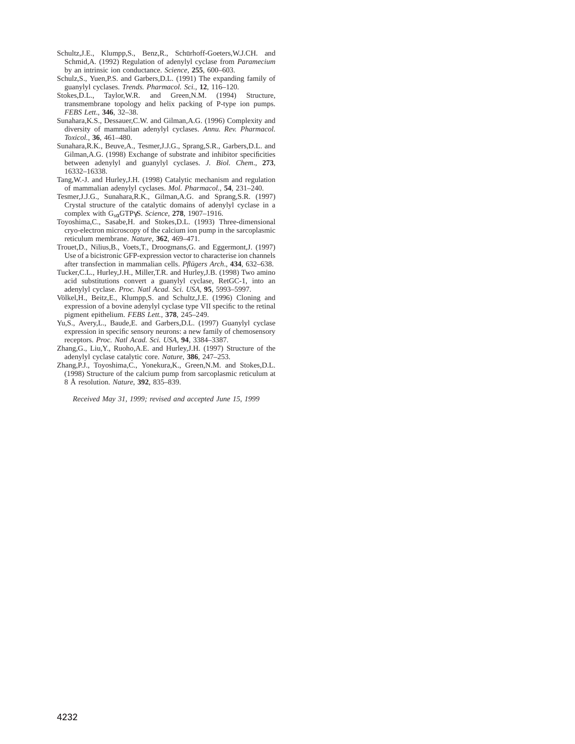Schultz,J.E., Klumpp,S., Benz,R., Schürhoff-Goeters,W.J.CH. and Schmid,A. (1992) Regulation of adenylyl cyclase from *Paramecium* by an intrinsic ion conductance. *Science*, **255**, 600–603.

Schulz,S., Yuen,P.S. and Garbers,D.L. (1991) The expanding family of guanylyl cyclases. *Trends. Pharmacol. Sci.*, **12**, 116–120.

Stokes,D.L., Taylor,W.R. and Green,N.M. (1994) Structure, transmembrane topology and helix packing of P-type ion pumps. *FEBS Lett*., **346**, 32–38.

Sunahara,K.S., Dessauer,C.W. and Gilman,A.G. (1996) Complexity and diversity of mammalian adenylyl cyclases. *Annu. Rev. Pharmacol. Toxicol.*, **36**, 461–480.

Sunahara,R.K., Beuve,A., Tesmer,J.J.G., Sprang,S.R., Garbers,D.L. and Gilman,A.G. (1998) Exchange of substrate and inhibitor specificities between adenylyl and guanylyl cyclases. *J. Biol. Chem*., **273**, 16332–16338.

Tang,W.-J. and Hurley,J.H. (1998) Catalytic mechanism and regulation of mammalian adenylyl cyclases. *Mol. Pharmacol.*, **54**, 231–240.

Tesmer,J.J.G., Sunahara,R.K., Gilman,A.G. and Sprang,S.R. (1997) Crystal structure of the catalytic domains of adenylyl cyclase in a complex with $G_{s\alpha}$GTPγS. *Science*, **278**, 1907–1916.

Toyoshima,C., Sasabe,H. and Stokes,D.L. (1993) Three-dimensional cryo-electron microscopy of the calcium ion pump in the sarcoplasmic reticulum membrane. *Nature*, **362**, 469–471.

Trouet,D., Nilius,B., Voets,T., Droogmans,G. and Eggermont,J. (1997) Use of a bicistronic GFP-expression vector to characterise ion channels after transfection in mammalian cells. *Pflügers Arch*., **434**, 632–638.

Tucker,C.L., Hurley,J.H., Miller,T.R. and Hurley,J.B. (1998) Two amino acid substitutions convert a guanylyl cyclase, RetGC-1, into an adenylyl cyclase. *Proc. Natl Acad. Sci. USA*, **95**, 5993–5997.

Völkel,H., Beitz,E., Klumpp,S. and Schultz,J.E. (1996) Cloning and expression of a bovine adenylyl cyclase type VII specific to the retinal pigment epithelium. *FEBS Lett.*, **378**, 245–249.

Yu,S., Avery,L., Baude,E. and Garbers,D.L. (1997) Guanylyl cyclase expression in specific sensory neurons: a new family of chemosensory receptors. *Proc. Natl Acad. Sci. USA*, **94**, 3384–3387.

Zhang,G., Liu,Y., Ruoho,A.E. and Hurley,J.H. (1997) Structure of the adenylyl cyclase catalytic core. *Nature*, **386**, 247–253.

Zhang,P.J., Toyoshima,C., Yonekura,K., Green,N.M. and Stokes,D.L. (1998) Structure of the calcium pump from sarcoplasmic reticulum at 8 Å resolution. *Nature*, **392**, 835–839.

*Received May 31, 1999; revised and accepted June 15, 1999*